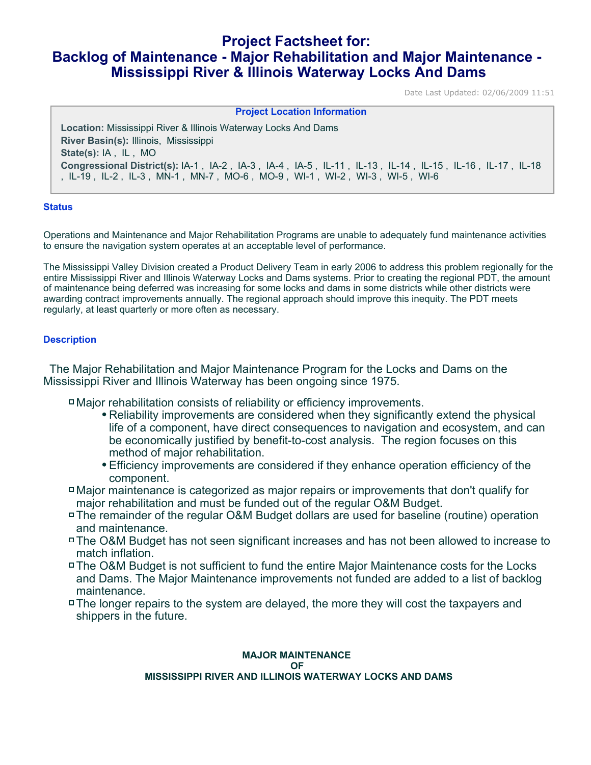# Project Factsheet for:
# Backlog of Maintenance - Major Rehabilitation and Major Maintenance - Mississippi River & Illinois Waterway Locks And Dams

Date Last Updated: 02/06/2009 11:51

### Project Location Information

**Location:** Mississippi River & Illinois Waterway Locks And Dams
**River Basin(s):** Illinois, Mississippi
**State(s):** IA , IL , MO
**Congressional District(s):** IA-1 , IA-2 , IA-3 , IA-4 , IA-5 , IL-11 , IL-13 , IL-14 , IL-15 , IL-16 , IL-17 , IL-18 , IL-19 , IL-2 , IL-3 , MN-1 , MN-7 , MO-6 , MO-9 , WI-1 , WI-2 , WI-3 , WI-5 , WI-6

### Status

Operations and Maintenance and Major Rehabilitation Programs are unable to adequately fund maintenance activities to ensure the navigation system operates at an acceptable level of performance.

The Mississippi Valley Division created a Product Delivery Team in early 2006 to address this problem regionally for the entire Mississippi River and Illinois Waterway Locks and Dams systems. Prior to creating the regional PDT, the amount of maintenance being deferred was increasing for some locks and dams in some districts while other districts were awarding contract improvements annually. The regional approach should improve this inequity. The PDT meets regularly, at least quarterly or more often as necessary.

### Description

The Major Rehabilitation and Major Maintenance Program for the Locks and Dams on the Mississippi River and Illinois Waterway has been ongoing since 1975.

- Major rehabilitation consists of reliability or efficiency improvements.
  - Reliability improvements are considered when they significantly extend the physical life of a component, have direct consequences to navigation and ecosystem, and can be economically justified by benefit-to-cost analysis. The region focuses on this method of major rehabilitation.
  - Efficiency improvements are considered if they enhance operation efficiency of the component.
- Major maintenance is categorized as major repairs or improvements that don't qualify for major rehabilitation and must be funded out of the regular O&M Budget.
- The remainder of the regular O&M Budget dollars are used for baseline (routine) operation and maintenance.
- The O&M Budget has not seen significant increases and has not been allowed to increase to match inflation.
- The O&M Budget is not sufficient to fund the entire Major Maintenance costs for the Locks and Dams. The Major Maintenance improvements not funded are added to a list of backlog maintenance.
- The longer repairs to the system are delayed, the more they will cost the taxpayers and shippers in the future.

**MAJOR MAINTENANCE**
**OF**
**MISSISSIPPI RIVER AND ILLINOIS WATERWAY LOCKS AND DAMS**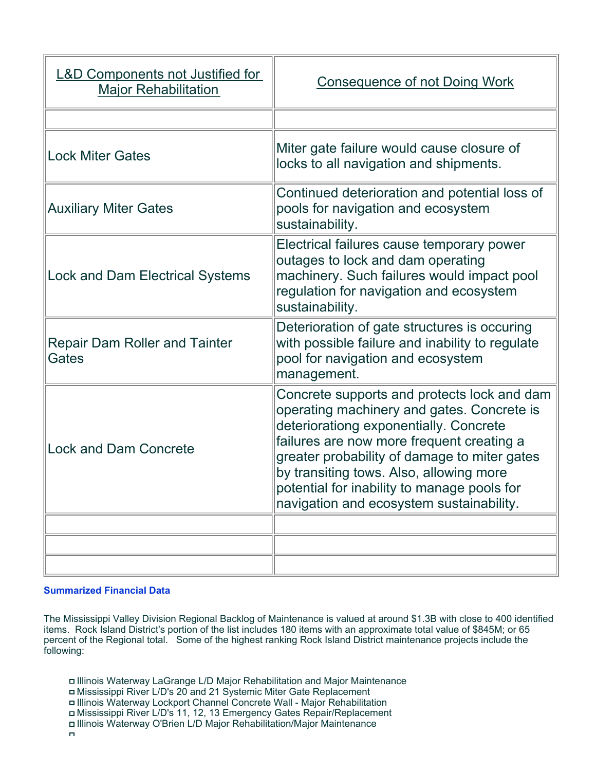| L&D Components not Justified for Major Rehabilitation | Consequence of not Doing Work |
|---|---|
| | |
| Lock Miter Gates | Miter gate failure would cause closure of locks to all navigation and shipments. |
| Auxiliary Miter Gates | Continued deterioration and potential loss of pools for navigation and ecosystem sustainability. |
| Lock and Dam Electrical Systems | Electrical failures cause temporary power outages to lock and dam operating machinery. Such failures would impact pool regulation for navigation and ecosystem sustainability. |
| Repair Dam Roller and Tainter Gates | Deterioration of gate structures is occuring with possible failure and inability to regulate pool for navigation and ecosystem management. |
| Lock and Dam Concrete | Concrete supports and protects lock and dam operating machinery and gates. Concrete is deteriorationg exponentially. Concrete failures are now more frequent creating a greater probability of damage to miter gates by transiting tows. Also, allowing more potential for inability to manage pools for navigation and ecosystem sustainability. |
| | |
| | |
| | |

**Summarized Financial Data**

The Mississippi Valley Division Regional Backlog of Maintenance is valued at around $1.3B with close to 400 identified items. Rock Island District's portion of the list includes 180 items with an approximate total value of $845M; or 65 percent of the Regional total. Some of the highest ranking Rock Island District maintenance projects include the following:

- Illinois Waterway LaGrange L/D Major Rehabilitation and Major Maintenance
- Mississippi River L/D's 20 and 21 Systemic Miter Gate Replacement
- Illinois Waterway Lockport Channel Concrete Wall - Major Rehabilitation
- Mississippi River L/D's 11, 12, 13 Emergency Gates Repair/Replacement
- Illinois Waterway O'Brien L/D Major Rehabilitation/Major Maintenance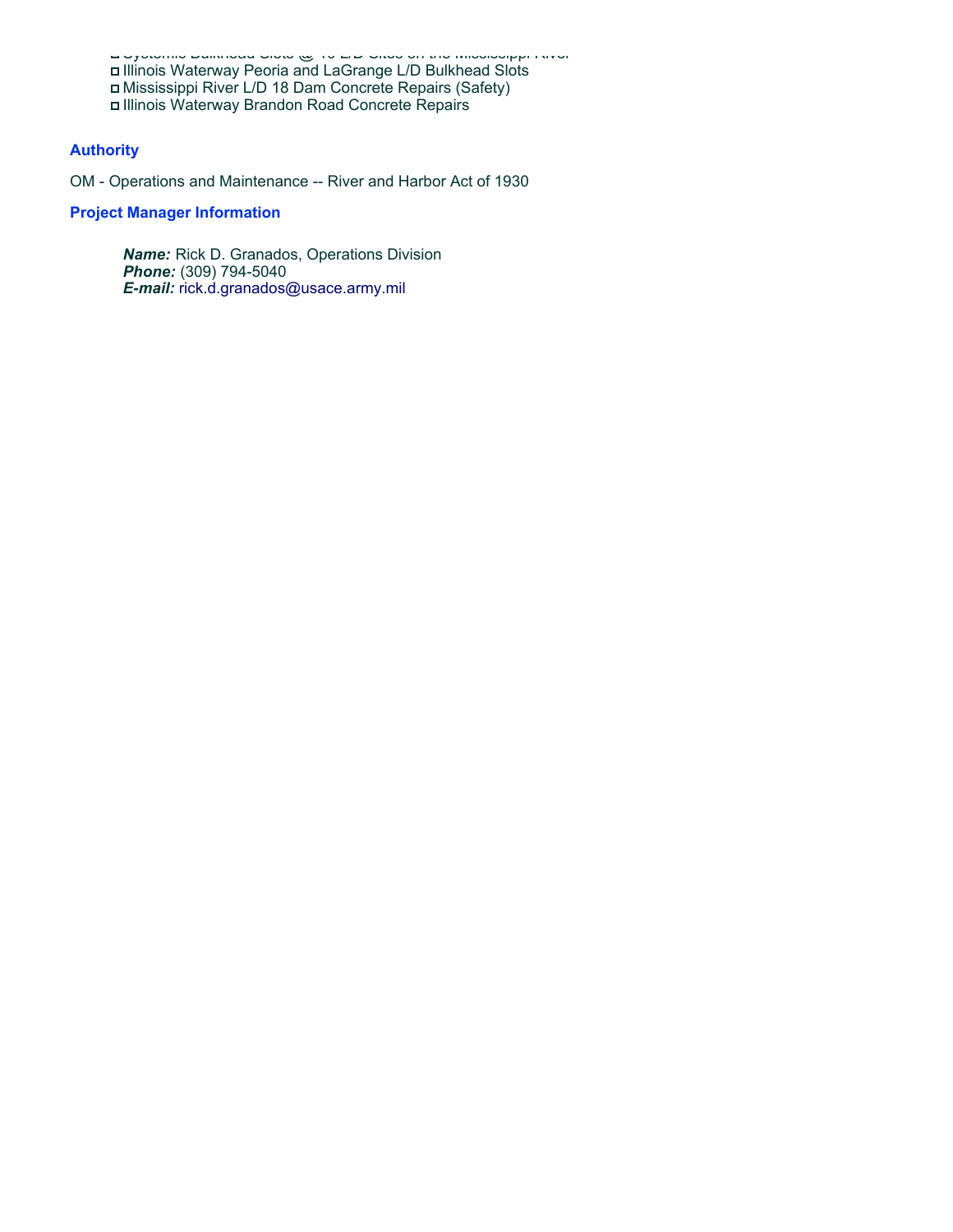- Systemic Bulkhead Slots @ 10 L/D Sites on the Mississippi River
- Illinois Waterway Peoria and LaGrange L/D Bulkhead Slots
- Mississippi River L/D 18 Dam Concrete Repairs (Safety)
- Illinois Waterway Brandon Road Concrete Repairs

## Authority

OM - Operations and Maintenance -- River and Harbor Act of 1930

## Project Manager Information

***Name:*** Rick D. Granados, Operations Division
***Phone:*** (309) 794-5040
***E-mail:*** rick.d.granados@usace.army.mil